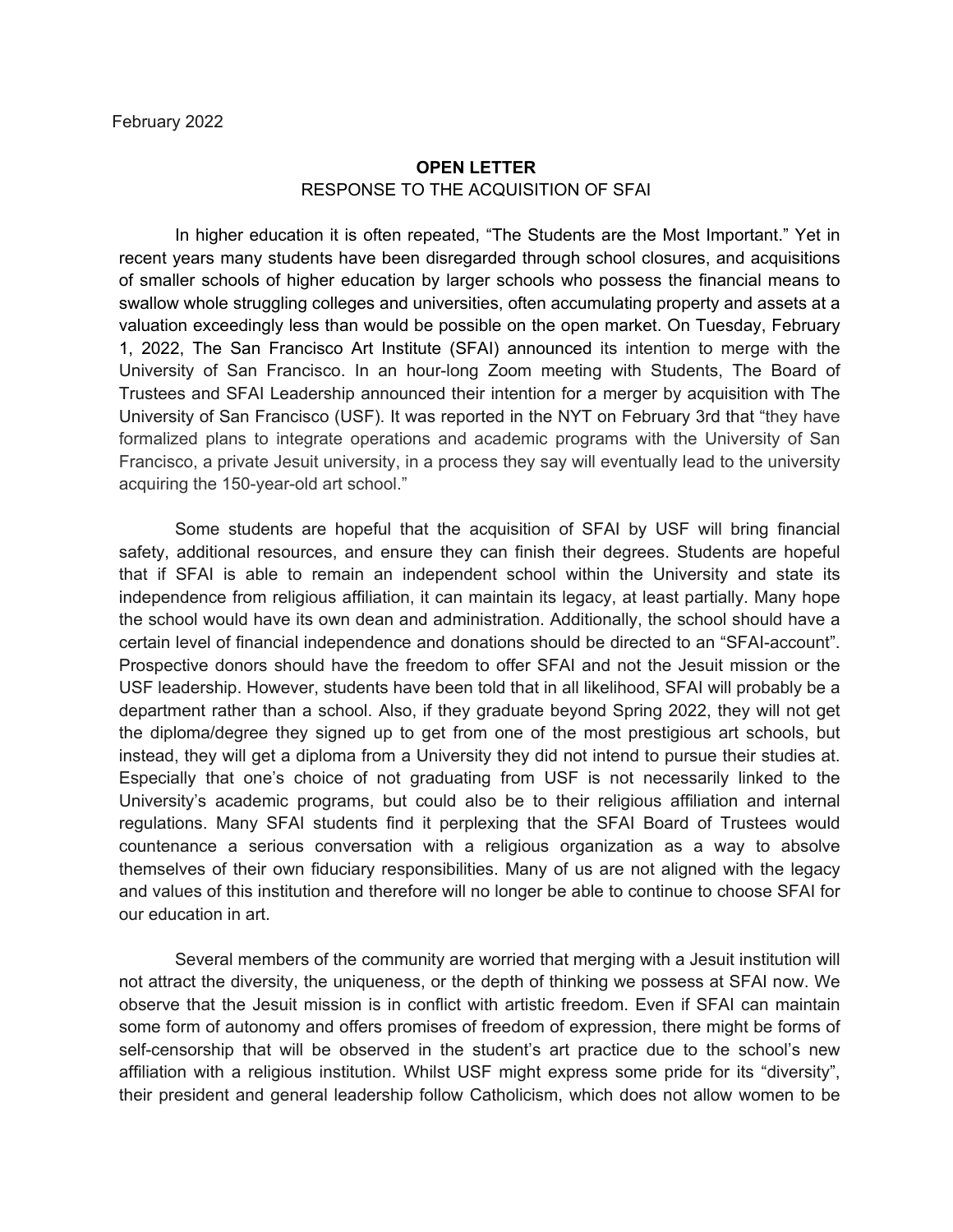February 2022

**OPEN LETTER**

RESPONSE TO THE ACQUISITION OF SFAI

In higher education it is often repeated, “The Students are the Most Important.” Yet in recent years many students have been disregarded through school closures, and acquisitions of smaller schools of higher education by larger schools who possess the financial means to swallow whole struggling colleges and universities, often accumulating property and assets at a valuation exceedingly less than would be possible on the open market. On Tuesday, February 1, 2022, The San Francisco Art Institute (SFAI) announced its intention to merge with the University of San Francisco. In an hour-long Zoom meeting with Students, The Board of Trustees and SFAI Leadership announced their intention for a merger by acquisition with The University of San Francisco (USF). It was reported in the NYT on February 3rd that “they have formalized plans to integrate operations and academic programs with the University of San Francisco, a private Jesuit university, in a process they say will eventually lead to the university acquiring the 150-year-old art school.”

Some students are hopeful that the acquisition of SFAI by USF will bring financial safety, additional resources, and ensure they can finish their degrees. Students are hopeful that if SFAI is able to remain an independent school within the University and state its independence from religious affiliation, it can maintain its legacy, at least partially. Many hope the school would have its own dean and administration. Additionally, the school should have a certain level of financial independence and donations should be directed to an “SFAI-account”. Prospective donors should have the freedom to offer SFAI and not the Jesuit mission or the USF leadership. However, students have been told that in all likelihood, SFAI will probably be a department rather than a school. Also, if they graduate beyond Spring 2022, they will not get the diploma/degree they signed up to get from one of the most prestigious art schools, but instead, they will get a diploma from a University they did not intend to pursue their studies at. Especially that one’s choice of not graduating from USF is not necessarily linked to the University’s academic programs, but could also be to their religious affiliation and internal regulations. Many SFAI students find it perplexing that the SFAI Board of Trustees would countenance a serious conversation with a religious organization as a way to absolve themselves of their own fiduciary responsibilities. Many of us are not aligned with the legacy and values of this institution and therefore will no longer be able to continue to choose SFAI for our education in art.

Several members of the community are worried that merging with a Jesuit institution will not attract the diversity, the uniqueness, or the depth of thinking we possess at SFAI now. We observe that the Jesuit mission is in conflict with artistic freedom. Even if SFAI can maintain some form of autonomy and offers promises of freedom of expression, there might be forms of self-censorship that will be observed in the student’s art practice due to the school’s new affiliation with a religious institution. Whilst USF might express some pride for its “diversity”, their president and general leadership follow Catholicism, which does not allow women to be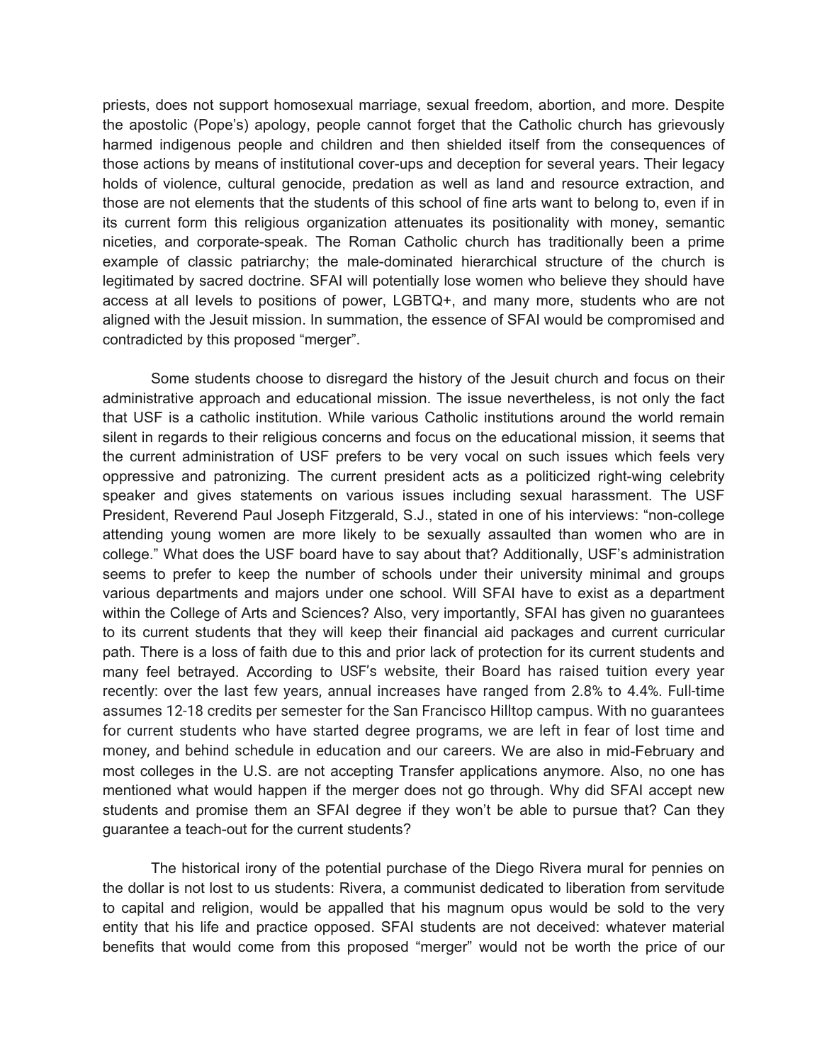priests, does not support homosexual marriage, sexual freedom, abortion, and more. Despite the apostolic (Pope's) apology, people cannot forget that the Catholic church has grievously harmed indigenous people and children and then shielded itself from the consequences of those actions by means of institutional cover-ups and deception for several years. Their legacy holds of violence, cultural genocide, predation as well as land and resource extraction, and those are not elements that the students of this school of fine arts want to belong to, even if in its current form this religious organization attenuates its positionality with money, semantic niceties, and corporate-speak. The Roman Catholic church has traditionally been a prime example of classic patriarchy; the male-dominated hierarchical structure of the church is legitimated by sacred doctrine. SFAI will potentially lose women who believe they should have access at all levels to positions of power, LGBTQ+, and many more, students who are not aligned with the Jesuit mission. In summation, the essence of SFAI would be compromised and contradicted by this proposed "merger".

Some students choose to disregard the history of the Jesuit church and focus on their administrative approach and educational mission. The issue nevertheless, is not only the fact that USF is a catholic institution. While various Catholic institutions around the world remain silent in regards to their religious concerns and focus on the educational mission, it seems that the current administration of USF prefers to be very vocal on such issues which feels very oppressive and patronizing. The current president acts as a politicized right-wing celebrity speaker and gives statements on various issues including sexual harassment. The USF President, Reverend Paul Joseph Fitzgerald, S.J., stated in one of his interviews: "non-college attending young women are more likely to be sexually assaulted than women who are in college." What does the USF board have to say about that? Additionally, USF's administration seems to prefer to keep the number of schools under their university minimal and groups various departments and majors under one school. Will SFAI have to exist as a department within the College of Arts and Sciences? Also, very importantly, SFAI has given no guarantees to its current students that they will keep their financial aid packages and current curricular path. There is a loss of faith due to this and prior lack of protection for its current students and many feel betrayed. According to USF's website, their Board has raised tuition every year recently: over the last few years, annual increases have ranged from 2.8% to 4.4%. Full-time assumes 12-18 credits per semester for the San Francisco Hilltop campus. With no guarantees for current students who have started degree programs, we are left in fear of lost time and money, and behind schedule in education and our careers. We are also in mid-February and most colleges in the U.S. are not accepting Transfer applications anymore. Also, no one has mentioned what would happen if the merger does not go through. Why did SFAI accept new students and promise them an SFAI degree if they won't be able to pursue that? Can they guarantee a teach-out for the current students?

The historical irony of the potential purchase of the Diego Rivera mural for pennies on the dollar is not lost to us students: Rivera, a communist dedicated to liberation from servitude to capital and religion, would be appalled that his magnum opus would be sold to the very entity that his life and practice opposed. SFAI students are not deceived: whatever material benefits that would come from this proposed "merger" would not be worth the price of our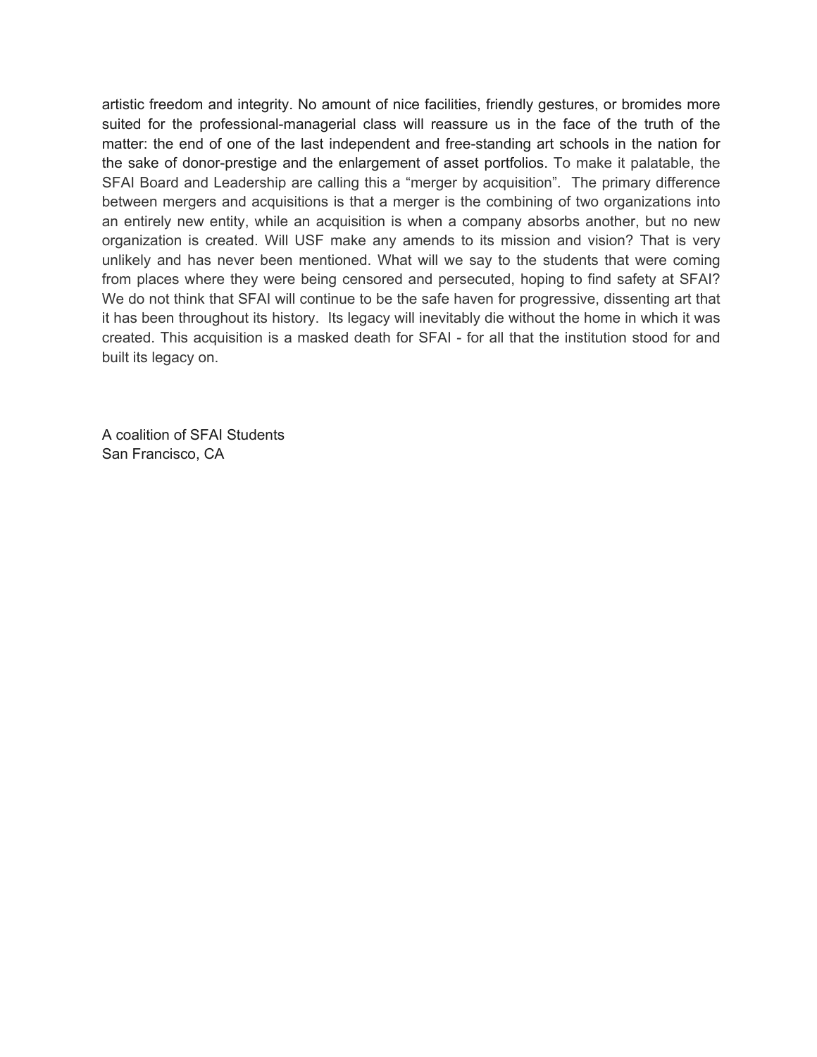artistic freedom and integrity. No amount of nice facilities, friendly gestures, or bromides more suited for the professional-managerial class will reassure us in the face of the truth of the matter: the end of one of the last independent and free-standing art schools in the nation for the sake of donor-prestige and the enlargement of asset portfolios. To make it palatable, the SFAI Board and Leadership are calling this a "merger by acquisition". The primary difference between mergers and acquisitions is that a merger is the combining of two organizations into an entirely new entity, while an acquisition is when a company absorbs another, but no new organization is created. Will USF make any amends to its mission and vision? That is very unlikely and has never been mentioned. What will we say to the students that were coming from places where they were being censored and persecuted, hoping to find safety at SFAI? We do not think that SFAI will continue to be the safe haven for progressive, dissenting art that it has been throughout its history. Its legacy will inevitably die without the home in which it was created. This acquisition is a masked death for SFAI - for all that the institution stood for and built its legacy on.

A coalition of SFAI Students
San Francisco, CA